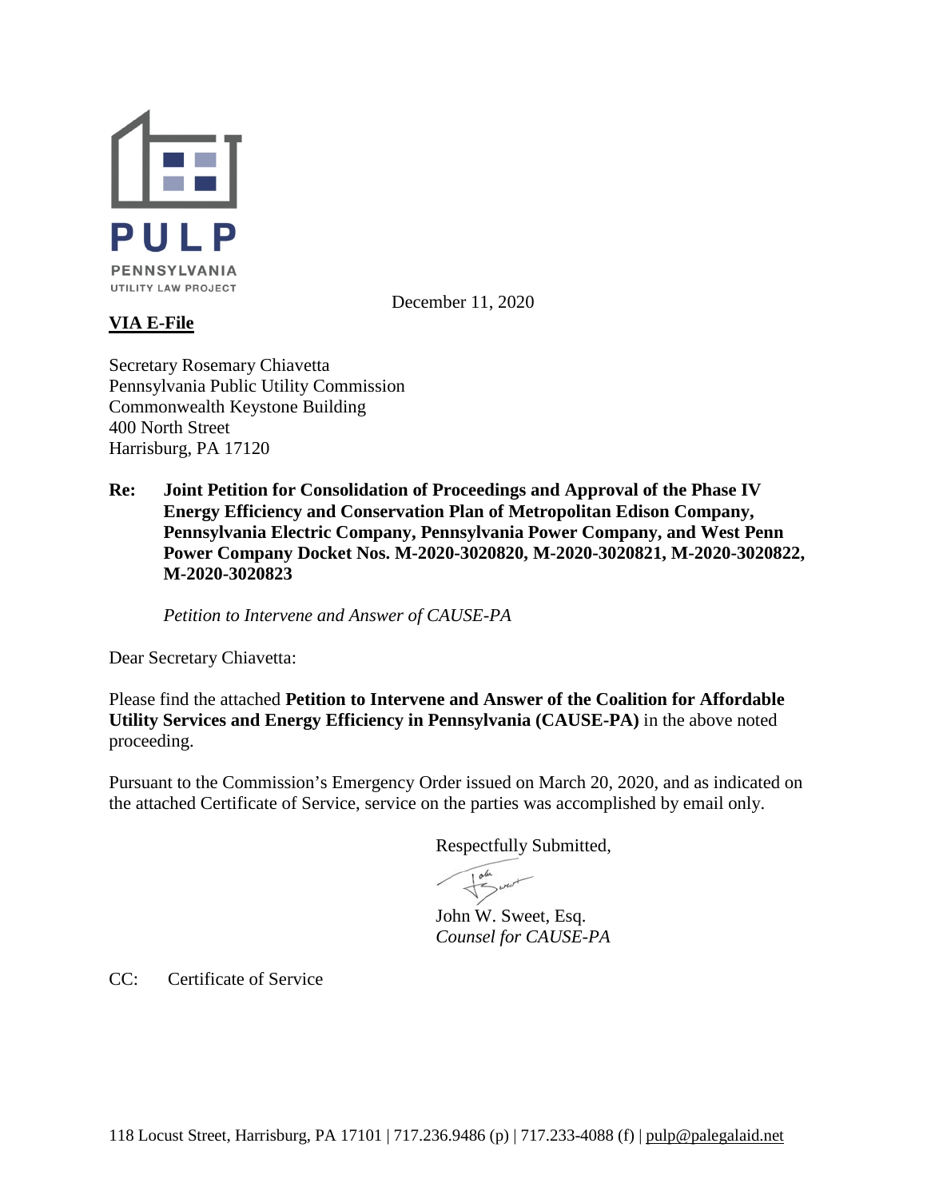PULP
PENNSYLVANIA
UTILITY LAW PROJECT

December 11, 2020

**VIA E-File**

Secretary Rosemary Chiavetta
Pennsylvania Public Utility Commission
Commonwealth Keystone Building
400 North Street
Harrisburg, PA 17120

**Re: Joint Petition for Consolidation of Proceedings and Approval of the Phase IV Energy Efficiency and Conservation Plan of Metropolitan Edison Company, Pennsylvania Electric Company, Pennsylvania Power Company, and West Penn Power Company Docket Nos. M-2020-3020820, M-2020-3020821, M-2020-3020822, M-2020-3020823**

*Petition to Intervene and Answer of CAUSE-PA*

Dear Secretary Chiavetta:

Please find the attached **Petition to Intervene and Answer of the Coalition for Affordable Utility Services and Energy Efficiency in Pennsylvania (CAUSE-PA)** in the above noted proceeding.

Pursuant to the Commission's Emergency Order issued on March 20, 2020, and as indicated on the attached Certificate of Service, service on the parties was accomplished by email only.

Respectfully Submitted,

John W. Sweet, Esq.
*Counsel for CAUSE-PA*

CC: Certificate of Service

118 Locust Street, Harrisburg, PA 17101 | 717.236.9486 (p) | 717.233-4088 (f) | pulp@palegalaid.net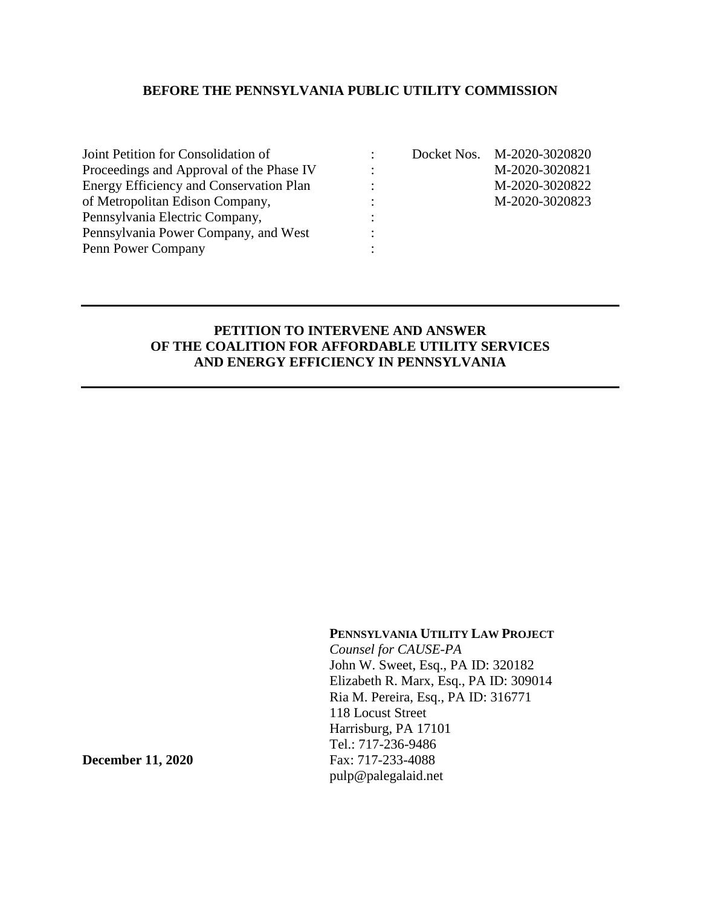**BEFORE THE PENNSYLVANIA PUBLIC UTILITY COMMISSION**

| | | |
|---|---|---|
| Joint Petition for Consolidation of Proceedings and Approval of the Phase IV Energy Efficiency and Conservation Plan of Metropolitan Edison Company, Pennsylvania Electric Company, Pennsylvania Power Company, and West Penn Power Company | : | Docket Nos. M-2020-3020820<br>M-2020-3020821<br>M-2020-3020822<br>M-2020-3020823 |

---

**PETITION TO INTERVENE AND ANSWER OF THE COALITION FOR AFFORDABLE UTILITY SERVICES AND ENERGY EFFICIENCY IN PENNSYLVANIA**

---

**PENNSYLVANIA UTILITY LAW PROJECT**
*Counsel for CAUSE-PA*
John W. Sweet, Esq., PA ID: 320182
Elizabeth R. Marx, Esq., PA ID: 309014
Ria M. Pereira, Esq., PA ID: 316771
118 Locust Street
Harrisburg, PA 17101
Tel.: 717-236-9486
Fax: 717-233-4088
pulp@palegalaid.net

**December 11, 2020**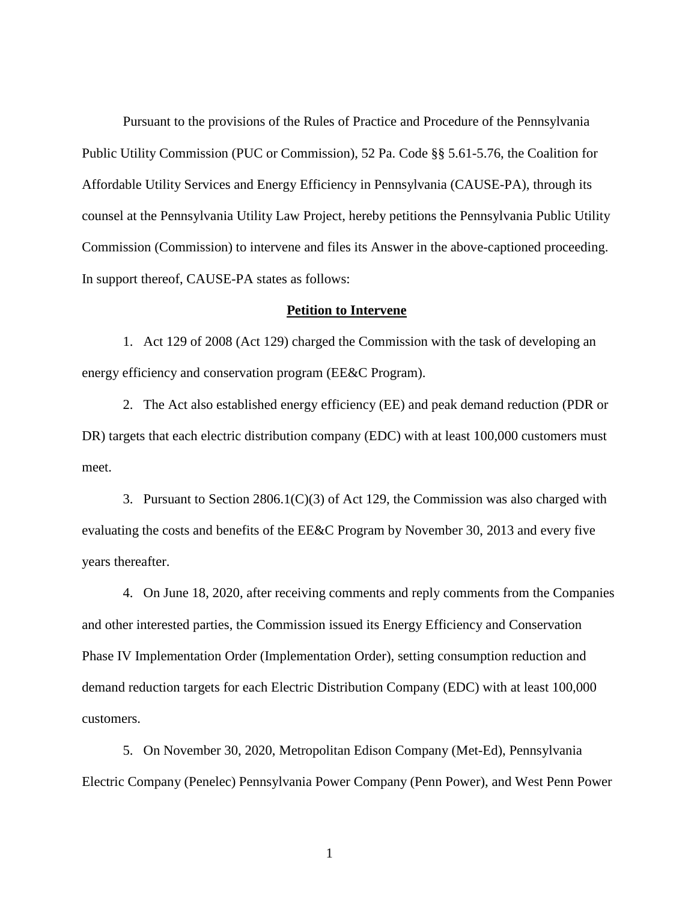Pursuant to the provisions of the Rules of Practice and Procedure of the Pennsylvania Public Utility Commission (PUC or Commission), 52 Pa. Code §§ 5.61-5.76, the Coalition for Affordable Utility Services and Energy Efficiency in Pennsylvania (CAUSE-PA), through its counsel at the Pennsylvania Utility Law Project, hereby petitions the Pennsylvania Public Utility Commission (Commission) to intervene and files its Answer in the above-captioned proceeding. In support thereof, CAUSE-PA states as follows:

**Petition to Intervene**

1. Act 129 of 2008 (Act 129) charged the Commission with the task of developing an energy efficiency and conservation program (EE&C Program).

2. The Act also established energy efficiency (EE) and peak demand reduction (PDR or DR) targets that each electric distribution company (EDC) with at least 100,000 customers must meet.

3. Pursuant to Section 2806.1(C)(3) of Act 129, the Commission was also charged with evaluating the costs and benefits of the EE&C Program by November 30, 2013 and every five years thereafter.

4. On June 18, 2020, after receiving comments and reply comments from the Companies and other interested parties, the Commission issued its Energy Efficiency and Conservation Phase IV Implementation Order (Implementation Order), setting consumption reduction and demand reduction targets for each Electric Distribution Company (EDC) with at least 100,000 customers.

5. On November 30, 2020, Metropolitan Edison Company (Met-Ed), Pennsylvania Electric Company (Penelec) Pennsylvania Power Company (Penn Power), and West Penn Power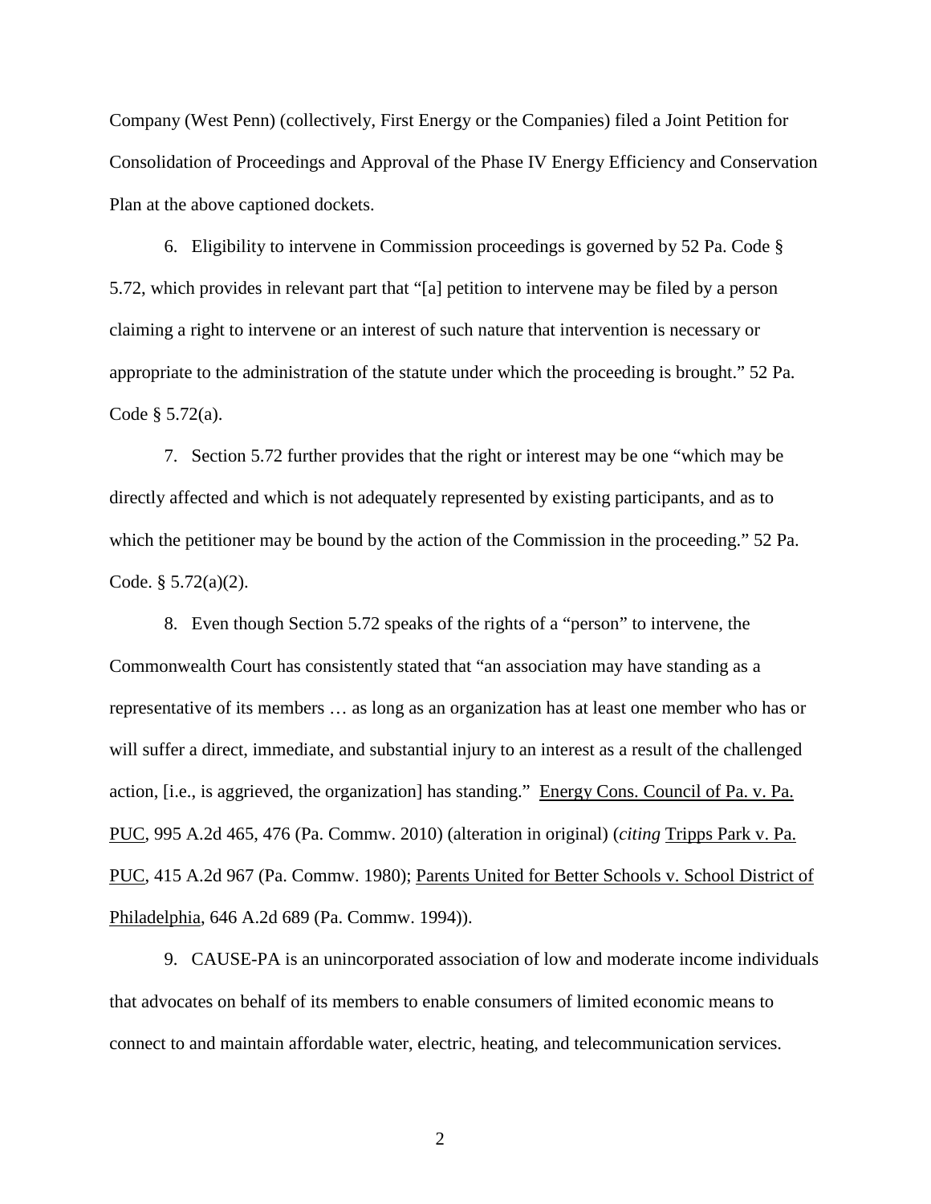Company (West Penn) (collectively, First Energy or the Companies) filed a Joint Petition for Consolidation of Proceedings and Approval of the Phase IV Energy Efficiency and Conservation Plan at the above captioned dockets.

6. Eligibility to intervene in Commission proceedings is governed by 52 Pa. Code § 5.72, which provides in relevant part that "[a] petition to intervene may be filed by a person claiming a right to intervene or an interest of such nature that intervention is necessary or appropriate to the administration of the statute under which the proceeding is brought." 52 Pa. Code § 5.72(a).

7. Section 5.72 further provides that the right or interest may be one "which may be directly affected and which is not adequately represented by existing participants, and as to which the petitioner may be bound by the action of the Commission in the proceeding." 52 Pa. Code. § 5.72(a)(2).

8. Even though Section 5.72 speaks of the rights of a "person" to intervene, the Commonwealth Court has consistently stated that "an association may have standing as a representative of its members … as long as an organization has at least one member who has or will suffer a direct, immediate, and substantial injury to an interest as a result of the challenged action, [i.e., is aggrieved, the organization] has standing." Energy Cons. Council of Pa. v. Pa. PUC, 995 A.2d 465, 476 (Pa. Commw. 2010) (alteration in original) (*citing* Tripps Park v. Pa. PUC, 415 A.2d 967 (Pa. Commw. 1980); Parents United for Better Schools v. School District of Philadelphia, 646 A.2d 689 (Pa. Commw. 1994)).

9. CAUSE-PA is an unincorporated association of low and moderate income individuals that advocates on behalf of its members to enable consumers of limited economic means to connect to and maintain affordable water, electric, heating, and telecommunication services.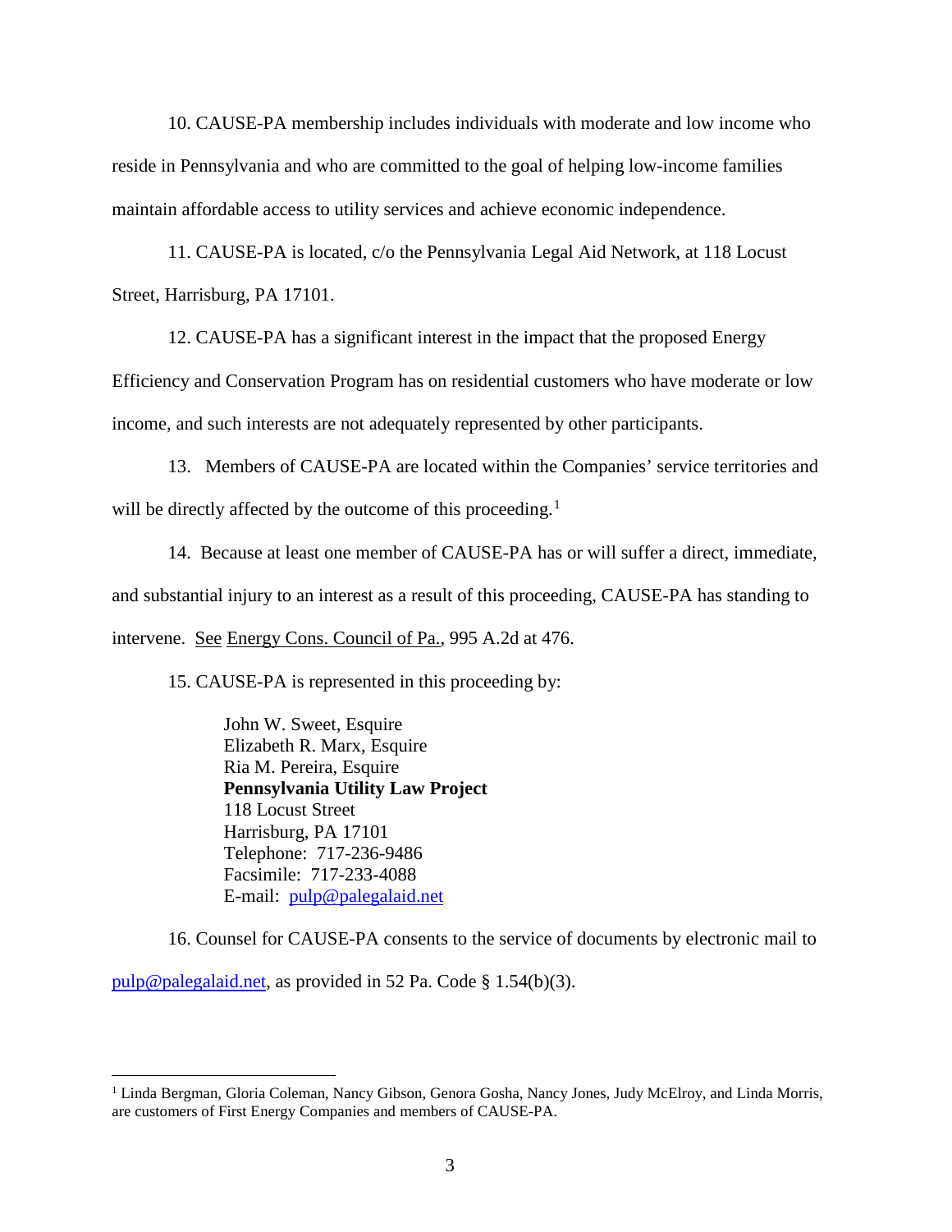10. CAUSE-PA membership includes individuals with moderate and low income who reside in Pennsylvania and who are committed to the goal of helping low-income families maintain affordable access to utility services and achieve economic independence.

11. CAUSE-PA is located, c/o the Pennsylvania Legal Aid Network, at 118 Locust Street, Harrisburg, PA 17101.

12. CAUSE-PA has a significant interest in the impact that the proposed Energy Efficiency and Conservation Program has on residential customers who have moderate or low income, and such interests are not adequately represented by other participants.

13. Members of CAUSE-PA are located within the Companies' service territories and will be directly affected by the outcome of this proceeding.[1]

14. Because at least one member of CAUSE-PA has or will suffer a direct, immediate, and substantial injury to an interest as a result of this proceeding, CAUSE-PA has standing to intervene. See Energy Cons. Council of Pa., 995 A.2d at 476.

15. CAUSE-PA is represented in this proceeding by:

> John W. Sweet, Esquire
> Elizabeth R. Marx, Esquire
> Ria M. Pereira, Esquire
> **Pennsylvania Utility Law Project**
> 118 Locust Street
> Harrisburg, PA 17101
> Telephone: 717-236-9486
> Facsimile: 717-233-4088
> E-mail: pulp@palegalaid.net

16. Counsel for CAUSE-PA consents to the service of documents by electronic mail to pulp@palegalaid.net, as provided in 52 Pa. Code § 1.54(b)(3).

---

[1] Linda Bergman, Gloria Coleman, Nancy Gibson, Genora Gosha, Nancy Jones, Judy McElroy, and Linda Morris, are customers of First Energy Companies and members of CAUSE-PA.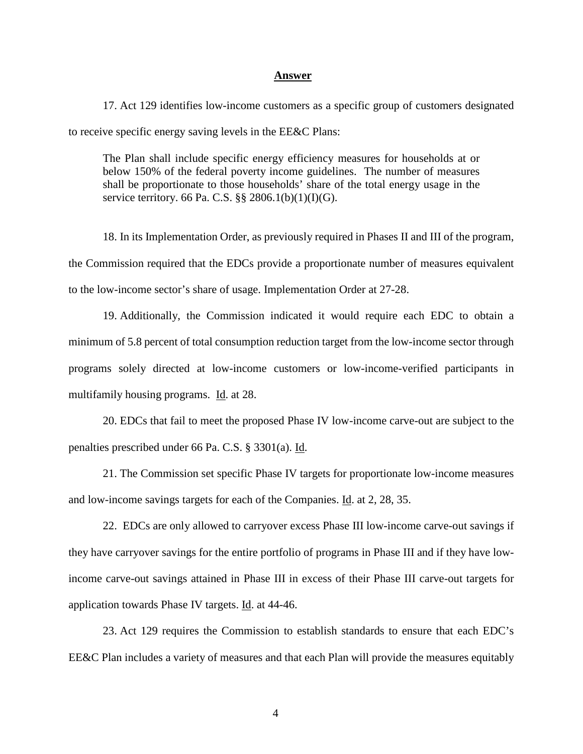**Answer**

17. Act 129 identifies low-income customers as a specific group of customers designated to receive specific energy saving levels in the EE&C Plans:

> The Plan shall include specific energy efficiency measures for households at or below 150% of the federal poverty income guidelines. The number of measures shall be proportionate to those households' share of the total energy usage in the service territory. 66 Pa. C.S. §§ 2806.1(b)(1)(I)(G).

18. In its Implementation Order, as previously required in Phases II and III of the program, the Commission required that the EDCs provide a proportionate number of measures equivalent to the low-income sector's share of usage. Implementation Order at 27-28.

19. Additionally, the Commission indicated it would require each EDC to obtain a minimum of 5.8 percent of total consumption reduction target from the low-income sector through programs solely directed at low-income customers or low-income-verified participants in multifamily housing programs. Id. at 28.

20. EDCs that fail to meet the proposed Phase IV low-income carve-out are subject to the penalties prescribed under 66 Pa. C.S. § 3301(a). Id.

21. The Commission set specific Phase IV targets for proportionate low-income measures and low-income savings targets for each of the Companies. Id. at 2, 28, 35.

22. EDCs are only allowed to carryover excess Phase III low-income carve-out savings if they have carryover savings for the entire portfolio of programs in Phase III and if they have low-income carve-out savings attained in Phase III in excess of their Phase III carve-out targets for application towards Phase IV targets. Id. at 44-46.

23. Act 129 requires the Commission to establish standards to ensure that each EDC's EE&C Plan includes a variety of measures and that each Plan will provide the measures equitably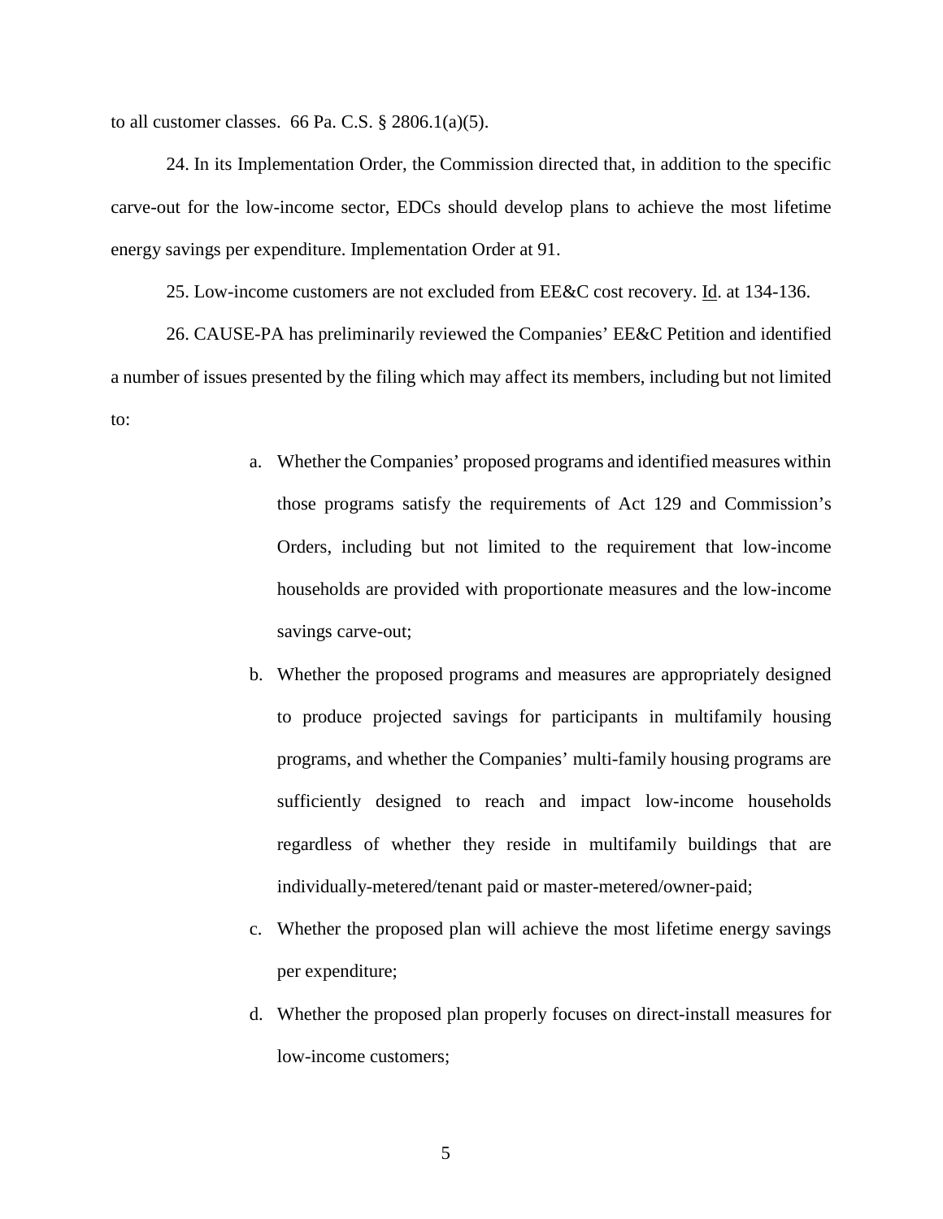to all customer classes. 66 Pa. C.S. § 2806.1(a)(5).

24. In its Implementation Order, the Commission directed that, in addition to the specific carve-out for the low-income sector, EDCs should develop plans to achieve the most lifetime energy savings per expenditure. Implementation Order at 91.

25. Low-income customers are not excluded from EE&C cost recovery. Id. at 134-136.

26. CAUSE-PA has preliminarily reviewed the Companies' EE&C Petition and identified a number of issues presented by the filing which may affect its members, including but not limited to:

a. Whether the Companies' proposed programs and identified measures within those programs satisfy the requirements of Act 129 and Commission's Orders, including but not limited to the requirement that low-income households are provided with proportionate measures and the low-income savings carve-out;

b. Whether the proposed programs and measures are appropriately designed to produce projected savings for participants in multifamily housing programs, and whether the Companies' multi-family housing programs are sufficiently designed to reach and impact low-income households regardless of whether they reside in multifamily buildings that are individually-metered/tenant paid or master-metered/owner-paid;

c. Whether the proposed plan will achieve the most lifetime energy savings per expenditure;

d. Whether the proposed plan properly focuses on direct-install measures for low-income customers;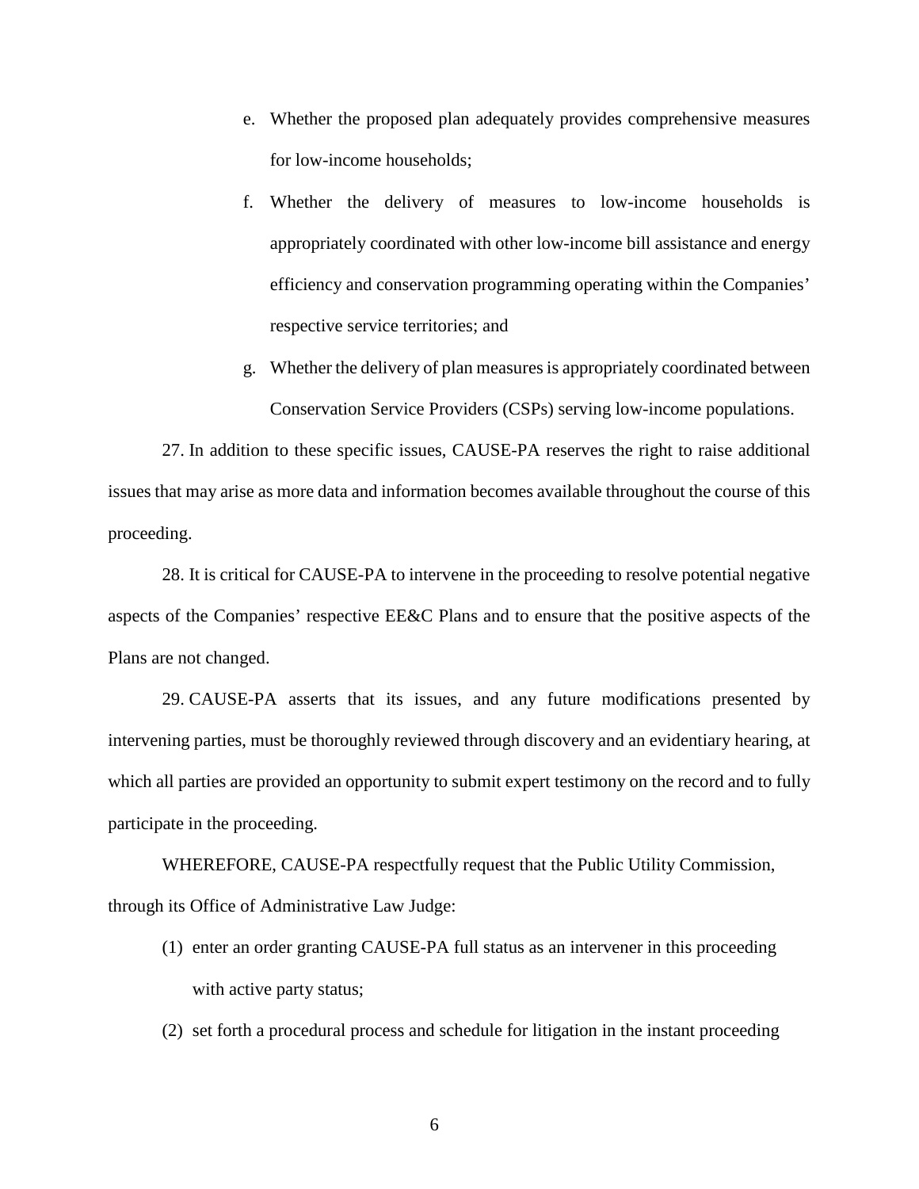e. Whether the proposed plan adequately provides comprehensive measures for low-income households;

f. Whether the delivery of measures to low-income households is appropriately coordinated with other low-income bill assistance and energy efficiency and conservation programming operating within the Companies' respective service territories; and

g. Whether the delivery of plan measures is appropriately coordinated between Conservation Service Providers (CSPs) serving low-income populations.

27. In addition to these specific issues, CAUSE-PA reserves the right to raise additional issues that may arise as more data and information becomes available throughout the course of this proceeding.

28. It is critical for CAUSE-PA to intervene in the proceeding to resolve potential negative aspects of the Companies' respective EE&C Plans and to ensure that the positive aspects of the Plans are not changed.

29. CAUSE-PA asserts that its issues, and any future modifications presented by intervening parties, must be thoroughly reviewed through discovery and an evidentiary hearing, at which all parties are provided an opportunity to submit expert testimony on the record and to fully participate in the proceeding.

WHEREFORE, CAUSE-PA respectfully request that the Public Utility Commission, through its Office of Administrative Law Judge:

(1) enter an order granting CAUSE-PA full status as an intervener in this proceeding with active party status;

(2) set forth a procedural process and schedule for litigation in the instant proceeding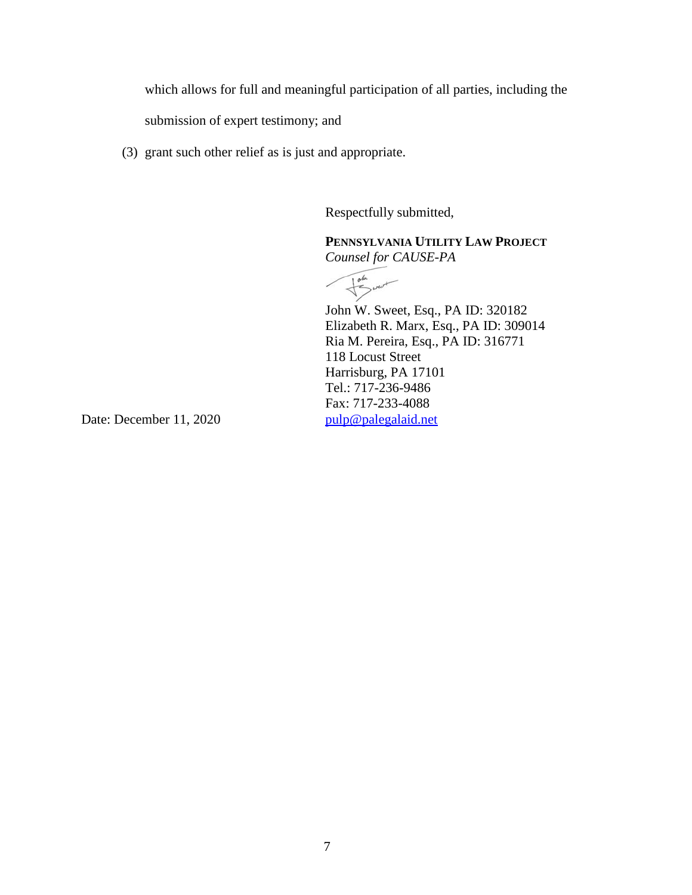which allows for full and meaningful participation of all parties, including the submission of expert testimony; and

(3) grant such other relief as is just and appropriate.

Respectfully submitted,

**PENNSYLVANIA UTILITY LAW PROJECT**
*Counsel for CAUSE-PA*

John W. Sweet, Esq., PA ID: 320182
Elizabeth R. Marx, Esq., PA ID: 309014
Ria M. Pereira, Esq., PA ID: 316771
118 Locust Street
Harrisburg, PA 17101
Tel.: 717-236-9486
Fax: 717-233-4088
pulp@palegalaid.net

Date: December 11, 2020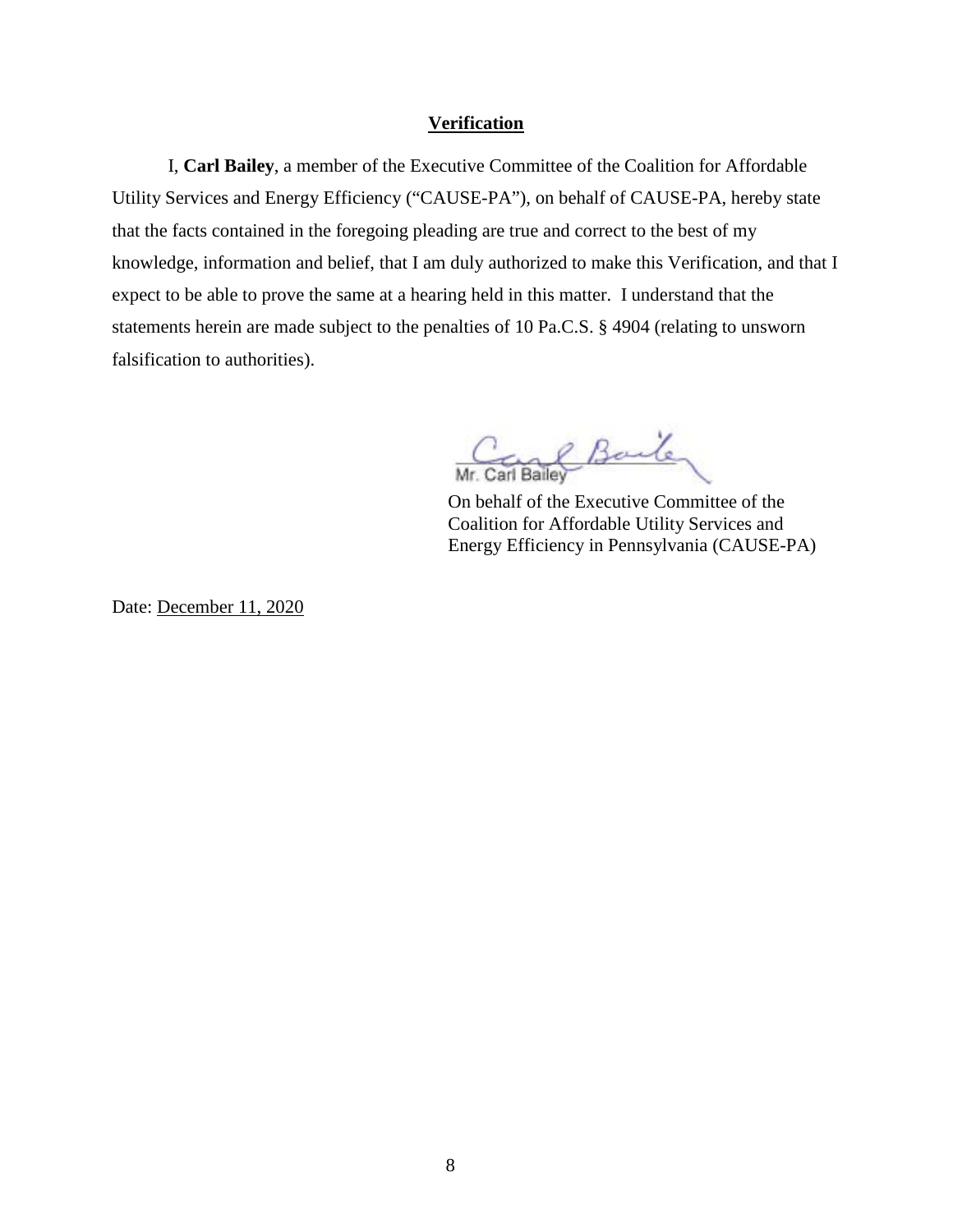**Verification**

I, **Carl Bailey**, a member of the Executive Committee of the Coalition for Affordable Utility Services and Energy Efficiency ("CAUSE-PA"), on behalf of CAUSE-PA, hereby state that the facts contained in the foregoing pleading are true and correct to the best of my knowledge, information and belief, that I am duly authorized to make this Verification, and that I expect to be able to prove the same at a hearing held in this matter. I understand that the statements herein are made subject to the penalties of 10 Pa.C.S. § 4904 (relating to unsworn falsification to authorities).

Mr. Carl Bailey

On behalf of the Executive Committee of the Coalition for Affordable Utility Services and Energy Efficiency in Pennsylvania (CAUSE-PA)

Date: December 11, 2020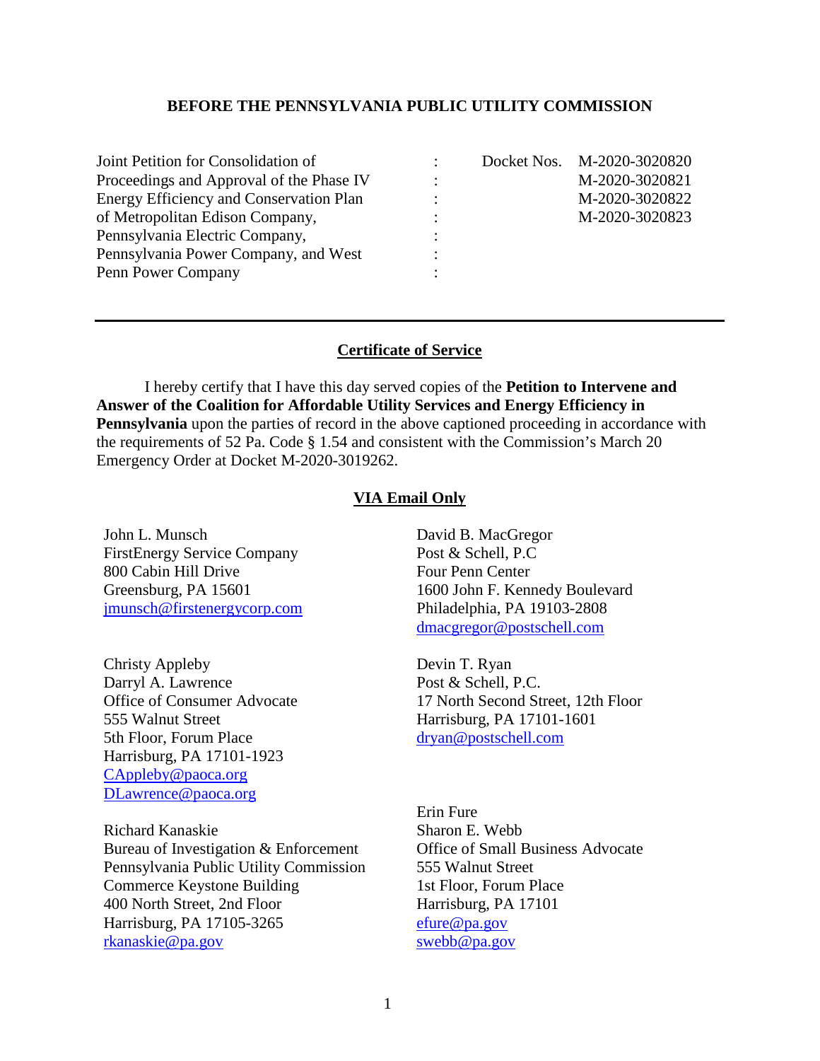**BEFORE THE PENNSYLVANIA PUBLIC UTILITY COMMISSION**

| | | |
|---|---|---|
| Joint Petition for Consolidation of Proceedings and Approval of the Phase IV Energy Efficiency and Conservation Plan of Metropolitan Edison Company, Pennsylvania Electric Company, Pennsylvania Power Company, and West Penn Power Company | : | Docket Nos. M-2020-3020820<br>M-2020-3020821<br>M-2020-3020822<br>M-2020-3020823 |

---

## Certificate of Service

I hereby certify that I have this day served copies of the **Petition to Intervene and Answer of the Coalition for Affordable Utility Services and Energy Efficiency in Pennsylvania** upon the parties of record in the above captioned proceeding in accordance with the requirements of 52 Pa. Code § 1.54 and consistent with the Commission's March 20 Emergency Order at Docket M-2020-3019262.

**VIA Email Only**

John L. Munsch
FirstEnergy Service Company
800 Cabin Hill Drive
Greensburg, PA 15601
jmunsch@firstenergycorp.com

David B. MacGregor
Post & Schell, P.C
Four Penn Center
1600 John F. Kennedy Boulevard
Philadelphia, PA 19103-2808
dmacgregor@postschell.com

Christy Appleby
Darryl A. Lawrence
Office of Consumer Advocate
555 Walnut Street
5th Floor, Forum Place
Harrisburg, PA 17101-1923
CAppleby@paoca.org
DLawrence@paoca.org

Devin T. Ryan
Post & Schell, P.C.
17 North Second Street, 12th Floor
Harrisburg, PA 17101-1601
dryan@postschell.com

Richard Kanaskie
Bureau of Investigation & Enforcement
Pennsylvania Public Utility Commission
Commerce Keystone Building
400 North Street, 2nd Floor
Harrisburg, PA 17105-3265
rkanaskie@pa.gov

Erin Fure
Sharon E. Webb
Office of Small Business Advocate
555 Walnut Street
1st Floor, Forum Place
Harrisburg, PA 17101
efure@pa.gov
swebb@pa.gov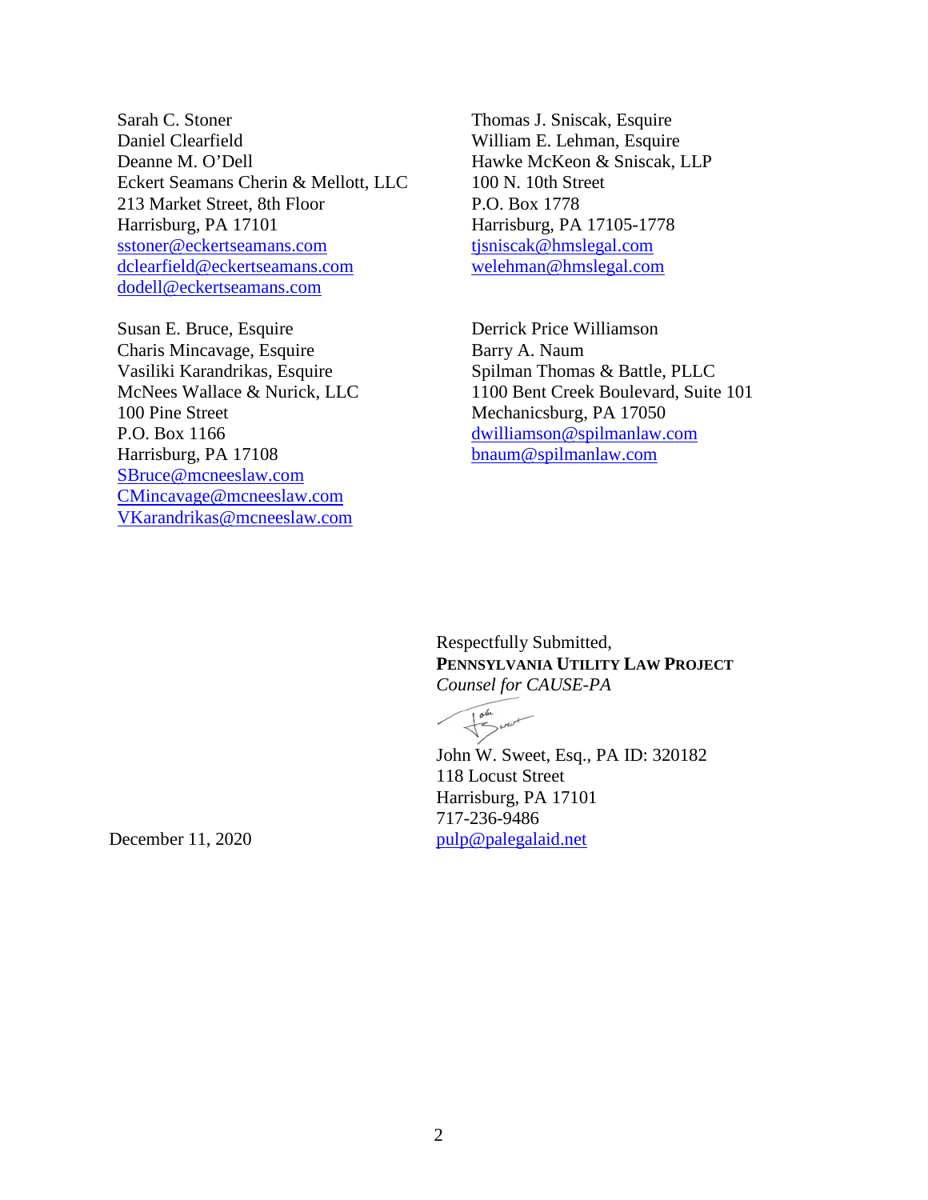Sarah C. Stoner
Daniel Clearfield
Deanne M. O'Dell
Eckert Seamans Cherin & Mellott, LLC
213 Market Street, 8th Floor
Harrisburg, PA 17101
sstoner@eckertseamans.com
dclearfield@eckertseamans.com
dodell@eckertseamans.com

Susan E. Bruce, Esquire
Charis Mincavage, Esquire
Vasiliki Karandrikas, Esquire
McNees Wallace & Nurick, LLC
100 Pine Street
P.O. Box 1166
Harrisburg, PA 17108
SBruce@mcneeslaw.com
CMincavage@mcneeslaw.com
VKarandrikas@mcneeslaw.com

Thomas J. Sniscak, Esquire
William E. Lehman, Esquire
Hawke McKeon & Sniscak, LLP
100 N. 10th Street
P.O. Box 1778
Harrisburg, PA 17105-1778
tjsniscak@hmslegal.com
welehman@hmslegal.com

Derrick Price Williamson
Barry A. Naum
Spilman Thomas & Battle, PLLC
1100 Bent Creek Boulevard, Suite 101
Mechanicsburg, PA 17050
dwilliamson@spilmanlaw.com
bnaum@spilmanlaw.com

Respectfully Submitted,
**PENNSYLVANIA UTILITY LAW PROJECT**
*Counsel for CAUSE-PA*

John W. Sweet, Esq., PA ID: 320182
118 Locust Street
Harrisburg, PA 17101
717-236-9486
pulp@palegalaid.net

December 11, 2020